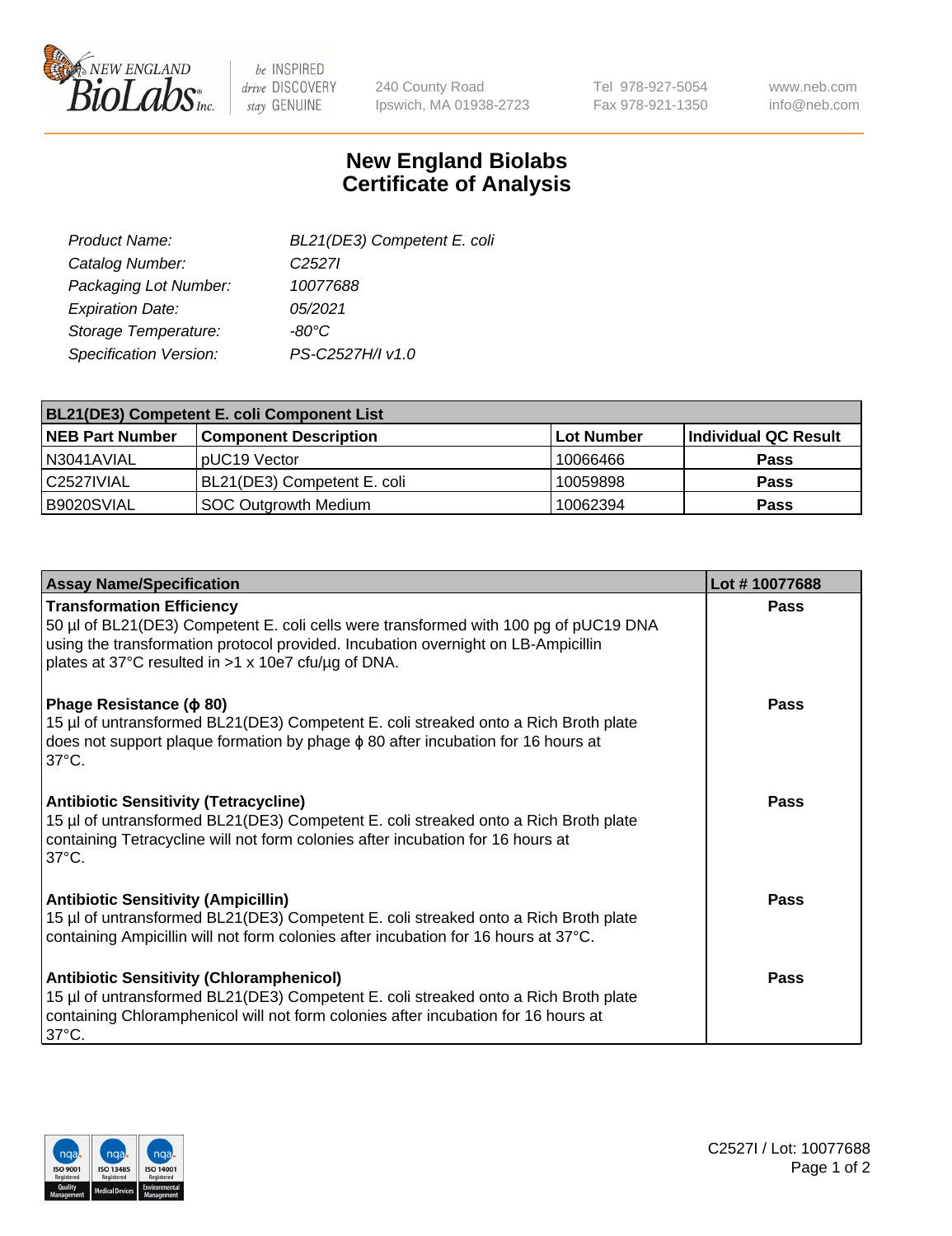be INSPIRED drive DISCOVERY stay GENUINE

240 County Road
Ipswich, MA 01938-2723

Tel 978-927-5054
Fax 978-921-1350

www.neb.com
info@neb.com

# New England Biolabs Certificate of Analysis

| | |
|---|---|
| *Product Name:* | *BL21(DE3) Competent E. coli* |
| *Catalog Number:* | *C2527I* |
| *Packaging Lot Number:* | *10077688* |
| *Expiration Date:* | *05/2021* |
| *Storage Temperature:* | *-80°C* |
| *Specification Version:* | *PS-C2527H/I v1.0* |

| BL21(DE3) Competent E. coli Component List | | | |
|---|---|---|---|
| **NEB Part Number** | **Component Description** | **Lot Number** | **Individual QC Result** |
| N3041AVIAL | pUC19 Vector | 10066466 | **Pass** |
| C2527IVIAL | BL21(DE3) Competent E. coli | 10059898 | **Pass** |
| B9020SVIAL | SOC Outgrowth Medium | 10062394 | **Pass** |

| Assay Name/Specification | Lot # 10077688 |
|---|---|
| **Transformation Efficiency**<br>50 µl of BL21(DE3) Competent E. coli cells were transformed with 100 pg of pUC19 DNA using the transformation protocol provided. Incubation overnight on LB-Ampicillin plates at 37°C resulted in >1 x 10e7 cfu/µg of DNA. | **Pass** |
| **Phage Resistance (ϕ 80)**<br>15 µl of untransformed BL21(DE3) Competent E. coli streaked onto a Rich Broth plate does not support plaque formation by phage ϕ 80 after incubation for 16 hours at 37°C. | **Pass** |
| **Antibiotic Sensitivity (Tetracycline)**<br>15 µl of untransformed BL21(DE3) Competent E. coli streaked onto a Rich Broth plate containing Tetracycline will not form colonies after incubation for 16 hours at 37°C. | **Pass** |
| **Antibiotic Sensitivity (Ampicillin)**<br>15 µl of untransformed BL21(DE3) Competent E. coli streaked onto a Rich Broth plate containing Ampicillin will not form colonies after incubation for 16 hours at 37°C. | **Pass** |
| **Antibiotic Sensitivity (Chloramphenicol)**<br>15 µl of untransformed BL21(DE3) Competent E. coli streaked onto a Rich Broth plate containing Chloramphenicol will not form colonies after incubation for 16 hours at 37°C. | **Pass** |

C2527I / Lot: 10077688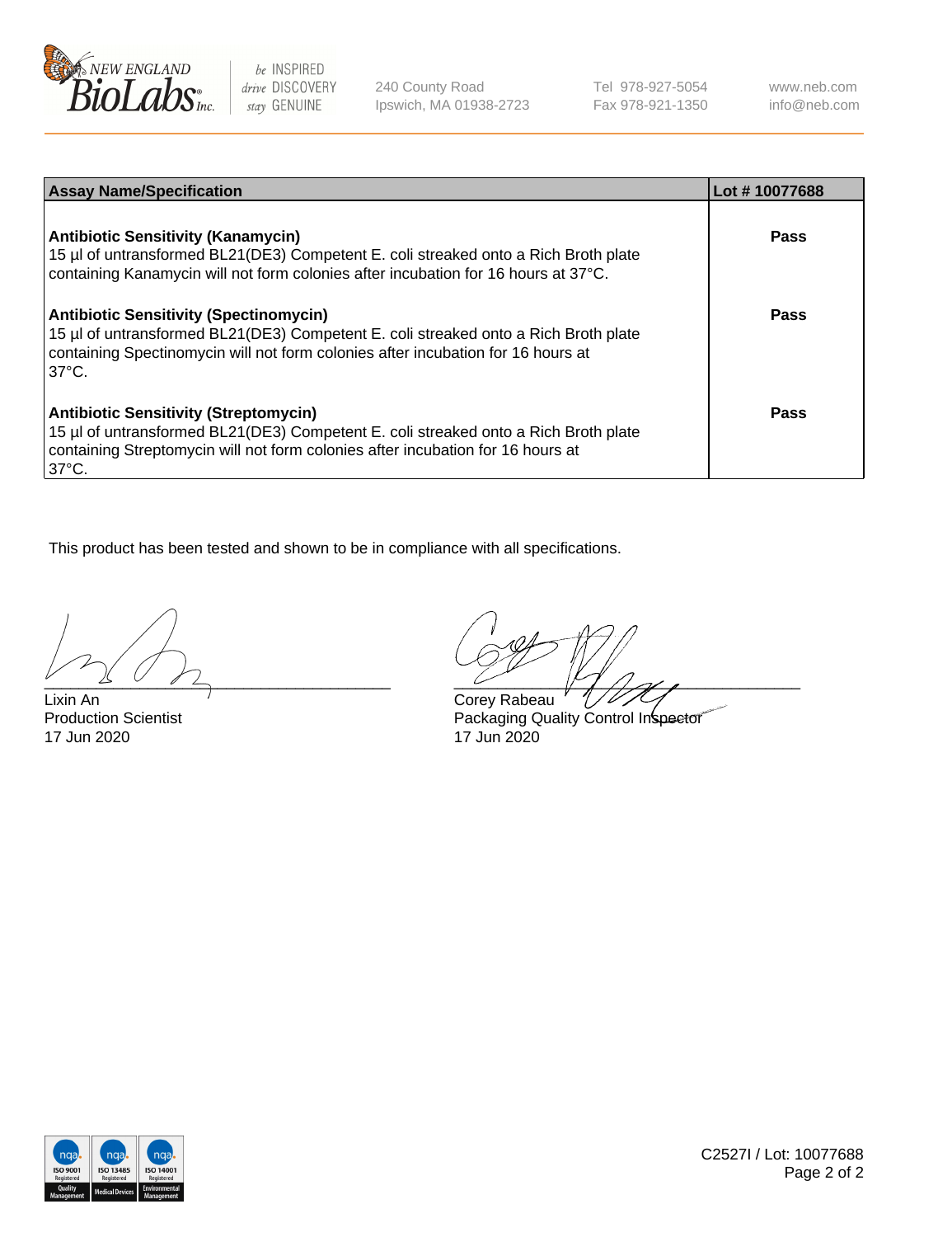| Assay Name/Specification | Lot # 10077688 |
|---|---|
| **Antibiotic Sensitivity (Kanamycin)**<br>15 µl of untransformed BL21(DE3) Competent E. coli streaked onto a Rich Broth plate containing Kanamycin will not form colonies after incubation for 16 hours at 37°C. | **Pass** |
| **Antibiotic Sensitivity (Spectinomycin)**<br>15 µl of untransformed BL21(DE3) Competent E. coli streaked onto a Rich Broth plate containing Spectinomycin will not form colonies after incubation for 16 hours at 37°C. | **Pass** |
| **Antibiotic Sensitivity (Streptomycin)**<br>15 µl of untransformed BL21(DE3) Competent E. coli streaked onto a Rich Broth plate containing Streptomycin will not form colonies after incubation for 16 hours at 37°C. | **Pass** |

This product has been tested and shown to be in compliance with all specifications.

Lixin An
Production Scientist
17 Jun 2020

Corey Rabeau
Packaging Quality Control Inspector
17 Jun 2020

C2527I / Lot: 10077688